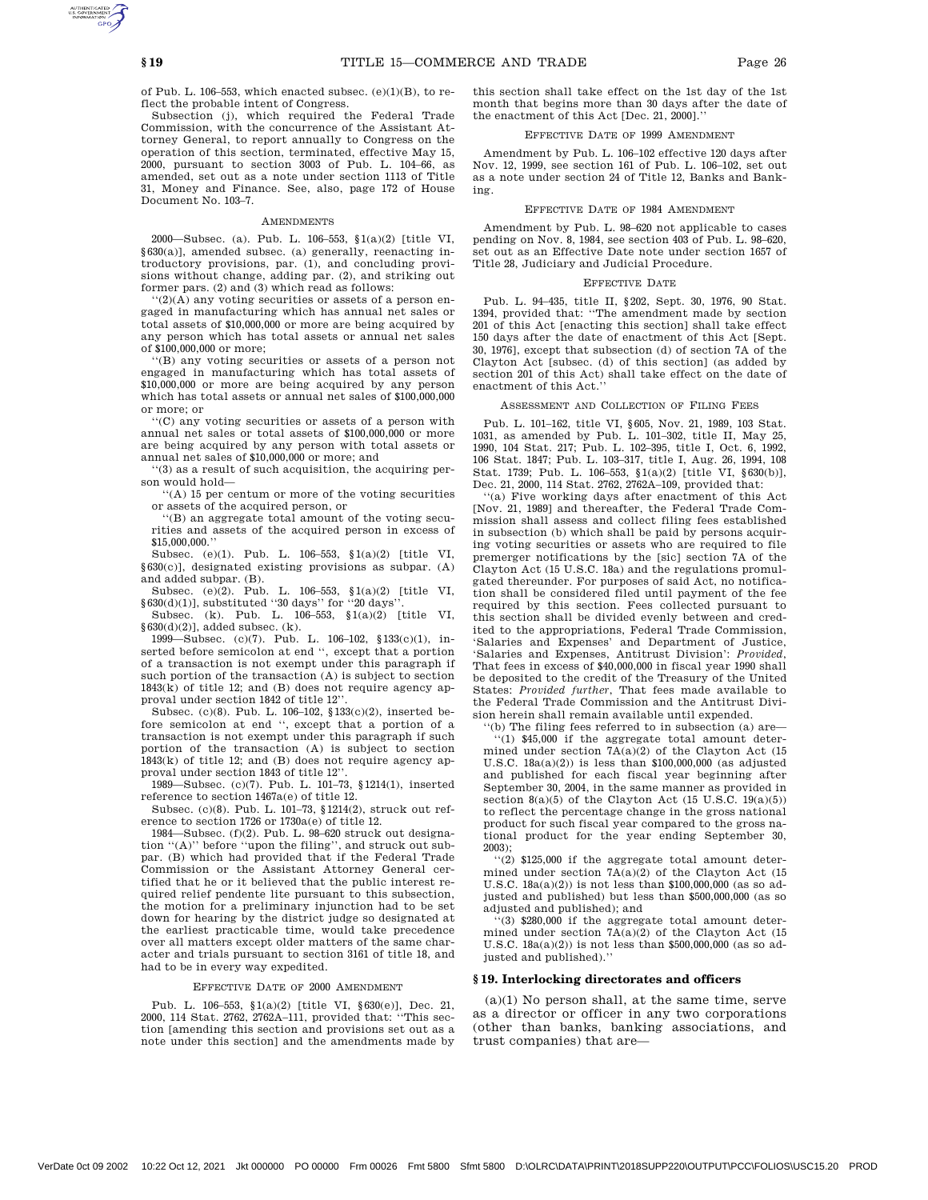of Pub. L. 106–553, which enacted subsec. (e)(1)(B), to reflect the probable intent of Congress.

Subsection (j), which required the Federal Trade Commission, with the concurrence of the Assistant Attorney General, to report annually to Congress on the operation of this section, terminated, effective May 15, 2000, pursuant to section 3003 of Pub. L. 104–66, as amended, set out as a note under section 1113 of Title 31, Money and Finance. See, also, page 172 of House Document No. 103–7.

AMENDMENTS

2000—Subsec. (a). Pub. L. 106–553, §1(a)(2) [title VI, §630(a)], amended subsec. (a) generally, reenacting introductory provisions, par. (1), and concluding provisions without change, adding par. (2), and striking out former pars. (2) and (3) which read as follows:

"(2)(A) any voting securities or assets of a person engaged in manufacturing which has annual net sales or total assets of $10,000,000 or more are being acquired by any person which has total assets or annual net sales of $100,000,000 or more;

"(B) any voting securities or assets of a person not engaged in manufacturing which has total assets of $10,000,000 or more are being acquired by any person which has total assets or annual net sales of $100,000,000 or more; or

"(C) any voting securities or assets of a person with annual net sales or total assets of $100,000,000 or more are being acquired by any person with total assets or annual net sales of $10,000,000 or more; and

"(3) as a result of such acquisition, the acquiring person would hold—

"(A) 15 per centum or more of the voting securities or assets of the acquired person, or

"(B) an aggregate total amount of the voting securities and assets of the acquired person in excess of $15,000,000."

Subsec. (e)(1). Pub. L. 106–553, §1(a)(2) [title VI, §630(c)], designated existing provisions as subpar. (A) and added subpar. (B).

Subsec. (e)(2). Pub. L. 106–553, §1(a)(2) [title VI, §630(d)(1)], substituted "30 days" for "20 days".

Subsec. (k). Pub. L. 106–553, §1(a)(2) [title VI, §630(d)(2)], added subsec. (k).

1999—Subsec. (c)(7). Pub. L. 106–102, §133(c)(1), inserted before semicolon at end ", except that a portion of a transaction is not exempt under this paragraph if such portion of the transaction (A) is subject to section 1843(k) of title 12; and (B) does not require agency approval under section 1842 of title 12".

Subsec. (c)(8). Pub. L. 106–102, §133(c)(2), inserted before semicolon at end ", except that a portion of a transaction is not exempt under this paragraph if such portion of the transaction (A) is subject to section 1843(k) of title 12; and (B) does not require agency approval under section 1843 of title 12".

1989—Subsec. (c)(7). Pub. L. 101–73, §1214(1), inserted reference to section 1467a(e) of title 12.

Subsec. (c)(8). Pub. L. 101–73, §1214(2), struck out reference to section 1726 or 1730a(e) of title 12.

1984—Subsec. (f)(2). Pub. L. 98–620 struck out designation "(A)" before "upon the filing", and struck out subpar. (B) which had provided that if the Federal Trade Commission or the Assistant Attorney General certified that he or it believed that the public interest required relief pendente lite pursuant to this subsection, the motion for a preliminary injunction had to be set down for hearing by the district judge so designated at the earliest practicable time, would take precedence over all matters except older matters of the same character and trials pursuant to section 3161 of title 18, and had to be in every way expedited.

EFFECTIVE DATE OF 2000 AMENDMENT

Pub. L. 106–553, §1(a)(2) [title VI, §630(e)], Dec. 21, 2000, 114 Stat. 2762, 2762A–111, provided that: "This section [amending this section and provisions set out as a note under this section] and the amendments made by this section shall take effect on the 1st day of the 1st month that begins more than 30 days after the date of the enactment of this Act [Dec. 21, 2000]."

EFFECTIVE DATE OF 1999 AMENDMENT

Amendment by Pub. L. 106–102 effective 120 days after Nov. 12, 1999, see section 161 of Pub. L. 106–102, set out as a note under section 24 of Title 12, Banks and Banking.

EFFECTIVE DATE OF 1984 AMENDMENT

Amendment by Pub. L. 98–620 not applicable to cases pending on Nov. 8, 1984, see section 403 of Pub. L. 98–620, set out as an Effective Date note under section 1657 of Title 28, Judiciary and Judicial Procedure.

EFFECTIVE DATE

Pub. L. 94–435, title II, §202, Sept. 30, 1976, 90 Stat. 1394, provided that: "The amendment made by section 201 of this Act [enacting this section] shall take effect 150 days after the date of enactment of this Act [Sept. 30, 1976], except that subsection (d) of section 7A of the Clayton Act [subsec. (d) of this section] (as added by section 201 of this Act) shall take effect on the date of enactment of this Act."

ASSESSMENT AND COLLECTION OF FILING FEES

Pub. L. 101–162, title VI, §605, Nov. 21, 1989, 103 Stat. 1031, as amended by Pub. L. 101–302, title II, May 25, 1990, 104 Stat. 217; Pub. L. 102–395, title I, Oct. 6, 1992, 106 Stat. 1847; Pub. L. 103–317, title I, Aug. 26, 1994, 108 Stat. 1739; Pub. L. 106–553, §1(a)(2) [title VI, §630(b)], Dec. 21, 2000, 114 Stat. 2762, 2762A–109, provided that:

"(a) Five working days after enactment of this Act [Nov. 21, 1989] and thereafter, the Federal Trade Commission shall assess and collect filing fees established in subsection (b) which shall be paid by persons acquiring voting securities or assets who are required to file premerger notifications by the [sic] section 7A of the Clayton Act (15 U.S.C. 18a) and the regulations promulgated thereunder. For purposes of said Act, no notification shall be considered filed until payment of the fee required by this section. Fees collected pursuant to this section shall be divided evenly between and credited to the appropriations, Federal Trade Commission, 'Salaries and Expenses' and Department of Justice, 'Salaries and Expenses, Antitrust Division': *Provided*, That fees in excess of $40,000,000 in fiscal year 1990 shall be deposited to the credit of the Treasury of the United States: *Provided further*, That fees made available to the Federal Trade Commission and the Antitrust Division herein shall remain available until expended.

"(b) The filing fees referred to in subsection (a) are—

"(1) $45,000 if the aggregate total amount determined under section 7A(a)(2) of the Clayton Act (15 U.S.C. 18a(a)(2)) is less than $100,000,000 (as adjusted and published for each fiscal year beginning after September 30, 2004, in the same manner as provided in section 8(a)(5) of the Clayton Act (15 U.S.C. 19(a)(5)) to reflect the percentage change in the gross national product for such fiscal year compared to the gross national product for the year ending September 30, 2003);

"(2) $125,000 if the aggregate total amount determined under section 7A(a)(2) of the Clayton Act (15 U.S.C. 18a(a)(2)) is not less than $100,000,000 (as so adjusted and published) but less than $500,000,000 (as so adjusted and published); and

"(3) $280,000 if the aggregate total amount determined under section 7A(a)(2) of the Clayton Act (15 U.S.C. 18a(a)(2)) is not less than $500,000,000 (as so adjusted and published)."

## §19. Interlocking directorates and officers

(a)(1) No person shall, at the same time, serve as a director or officer in any two corporations (other than banks, banking associations, and trust companies) that are—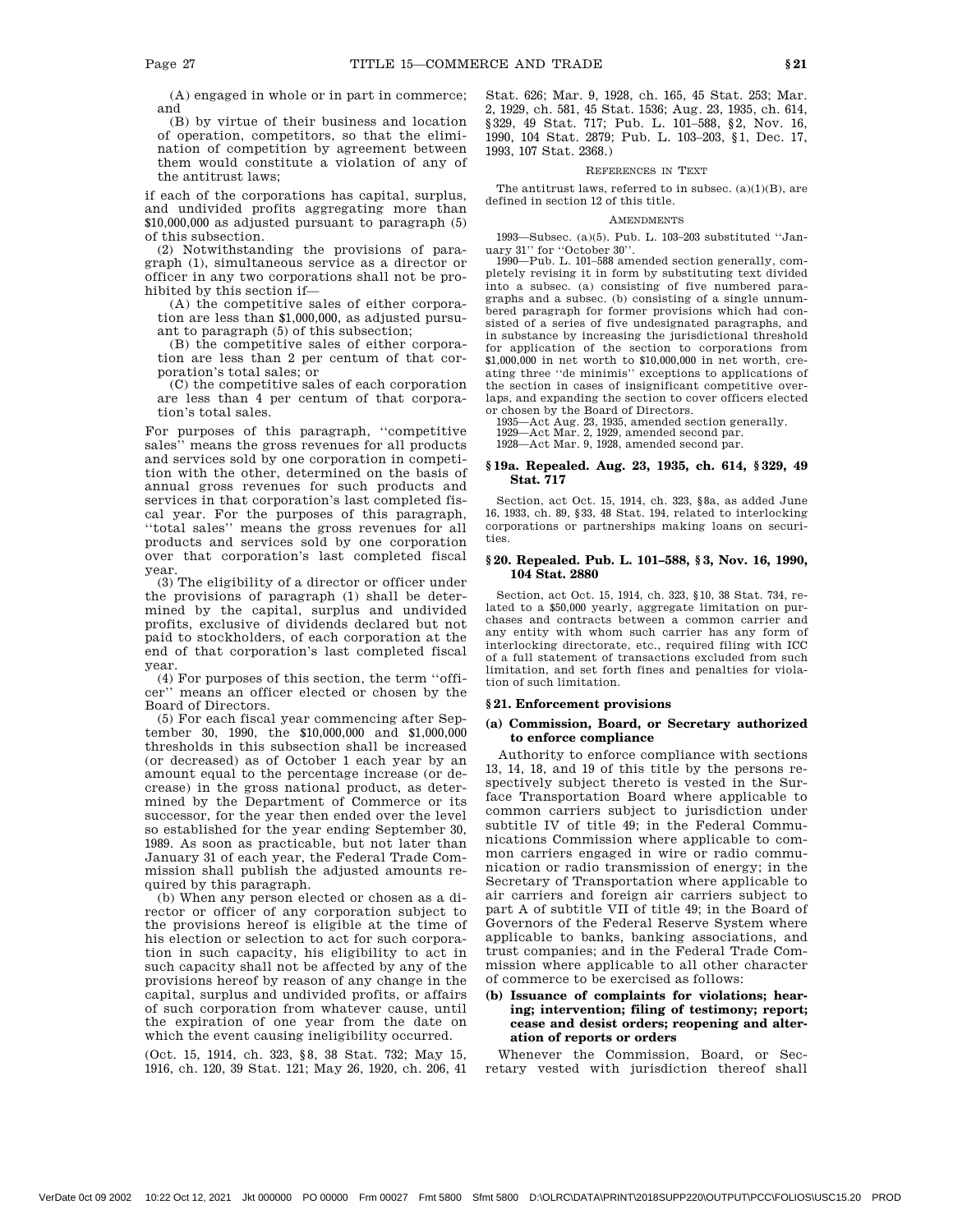(A) engaged in whole or in part in commerce; and

(B) by virtue of their business and location of operation, competitors, so that the elimination of competition by agreement between them would constitute a violation of any of the antitrust laws;

if each of the corporations has capital, surplus, and undivided profits aggregating more than $10,000,000 as adjusted pursuant to paragraph (5) of this subsection.

(2) Notwithstanding the provisions of paragraph (1), simultaneous service as a director or officer in any two corporations shall not be prohibited by this section if—

(A) the competitive sales of either corporation are less than $1,000,000, as adjusted pursuant to paragraph (5) of this subsection;

(B) the competitive sales of either corporation are less than 2 per centum of that corporation's total sales; or

(C) the competitive sales of each corporation are less than 4 per centum of that corporation's total sales.

For purposes of this paragraph, "competitive sales" means the gross revenues for all products and services sold by one corporation in competition with the other, determined on the basis of annual gross revenues for such products and services in that corporation's last completed fiscal year. For the purposes of this paragraph, "total sales" means the gross revenues for all products and services sold by one corporation over that corporation's last completed fiscal year.

(3) The eligibility of a director or officer under the provisions of paragraph (1) shall be determined by the capital, surplus and undivided profits, exclusive of dividends declared but not paid to stockholders, of each corporation at the end of that corporation's last completed fiscal year.

(4) For purposes of this section, the term "officer" means an officer elected or chosen by the Board of Directors.

(5) For each fiscal year commencing after September 30, 1990, the $10,000,000 and $1,000,000 thresholds in this subsection shall be increased (or decreased) as of October 1 each year by an amount equal to the percentage increase (or decrease) in the gross national product, as determined by the Department of Commerce or its successor, for the year then ended over the level so established for the year ending September 30, 1989. As soon as practicable, but not later than January 31 of each year, the Federal Trade Commission shall publish the adjusted amounts required by this paragraph.

(b) When any person elected or chosen as a director or officer of any corporation subject to the provisions hereof is eligible at the time of his election or selection to act for such corporation in such capacity, his eligibility to act in such capacity shall not be affected by any of the provisions hereof by reason of any change in the capital, surplus and undivided profits, or affairs of such corporation from whatever cause, until the expiration of one year from the date on which the event causing ineligibility occurred.

(Oct. 15, 1914, ch. 323, §8, 38 Stat. 732; May 15, 1916, ch. 120, 39 Stat. 121; May 26, 1920, ch. 206, 41 Stat. 626; Mar. 9, 1928, ch. 165, 45 Stat. 253; Mar. 2, 1929, ch. 581, 45 Stat. 1536; Aug. 23, 1935, ch. 614, §329, 49 Stat. 717; Pub. L. 101–588, §2, Nov. 16, 1990, 104 Stat. 2879; Pub. L. 103–203, §1, Dec. 17, 1993, 107 Stat. 2368.)

REFERENCES IN TEXT

The antitrust laws, referred to in subsec. (a)(1)(B), are defined in section 12 of this title.

AMENDMENTS

1993—Subsec. (a)(5). Pub. L. 103–203 substituted "January 31" for "October 30".

1990—Pub. L. 101–588 amended section generally, completely revising it in form by substituting text divided into a subsec. (a) consisting of five numbered paragraphs and a subsec. (b) consisting of a single unnumbered paragraph for former provisions which had consisted of a series of five undesignated paragraphs, and in substance by increasing the jurisdictional threshold for application of the section to corporations from $1,000,000 in net worth to $10,000,000 in net worth, creating three "de minimis" exceptions to applications of the section in cases of insignificant competitive overlaps, and expanding the section to cover officers elected or chosen by the Board of Directors.

1935—Act Aug. 23, 1935, amended section generally.

1929—Act Mar. 2, 1929, amended second par.

1928—Act Mar. 9, 1928, amended second par.

### §19a. Repealed. Aug. 23, 1935, ch. 614, §329, 49 Stat. 717

Section, act Oct. 15, 1914, ch. 323, §8a, as added June 16, 1933, ch. 89, §33, 48 Stat. 194, related to interlocking corporations or partnerships making loans on securities.

### §20. Repealed. Pub. L. 101–588, §3, Nov. 16, 1990, 104 Stat. 2880

Section, act Oct. 15, 1914, ch. 323, §10, 38 Stat. 734, related to a $50,000 yearly, aggregate limitation on purchases and contracts between a common carrier and any entity with whom such carrier has any form of interlocking directorate, etc., required filing with ICC of a full statement of transactions excluded from such limitation, and set forth fines and penalties for violation of such limitation.

### §21. Enforcement provisions

#### (a) Commission, Board, or Secretary authorized to enforce compliance

Authority to enforce compliance with sections 13, 14, 18, and 19 of this title by the persons respectively subject thereto is vested in the Surface Transportation Board where applicable to common carriers subject to jurisdiction under subtitle IV of title 49; in the Federal Communications Commission where applicable to common carriers engaged in wire or radio communication or radio transmission of energy; in the Secretary of Transportation where applicable to air carriers and foreign air carriers subject to part A of subtitle VII of title 49; in the Board of Governors of the Federal Reserve System where applicable to banks, banking associations, and trust companies; and in the Federal Trade Commission where applicable to all other character of commerce to be exercised as follows:

#### (b) Issuance of complaints for violations; hearing; intervention; filing of testimony; report; cease and desist orders; reopening and alteration of reports or orders

Whenever the Commission, Board, or Secretary vested with jurisdiction thereof shall